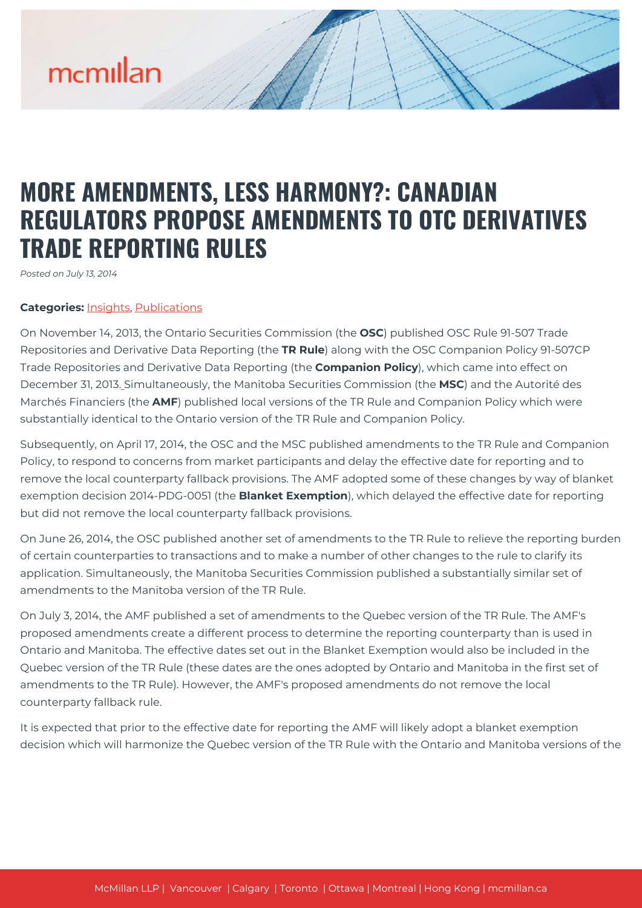# MORE AMENDMENTS, LESS HARMONY?: CANADIAN REGULATORS PROPOSE AMENDMENTS TO OTC DERIVATIVES TRADE REPORTING RULES

*Posted on July 13, 2014*

**Categories:** Insights, Publications

On November 14, 2013, the Ontario Securities Commission (the **OSC**) published OSC Rule 91-507 Trade Repositories and Derivative Data Reporting (the **TR Rule**) along with the OSC Companion Policy 91-507CP Trade Repositories and Derivative Data Reporting (the **Companion Policy**), which came into effect on December 31, 2013. Simultaneously, the Manitoba Securities Commission (the **MSC**) and the Autorité des Marchés Financiers (the **AMF**) published local versions of the TR Rule and Companion Policy which were substantially identical to the Ontario version of the TR Rule and Companion Policy.

Subsequently, on April 17, 2014, the OSC and the MSC published amendments to the TR Rule and Companion Policy, to respond to concerns from market participants and delay the effective date for reporting and to remove the local counterparty fallback provisions. The AMF adopted some of these changes by way of blanket exemption decision 2014-PDG-0051 (the **Blanket Exemption**), which delayed the effective date for reporting but did not remove the local counterparty fallback provisions.

On June 26, 2014, the OSC published another set of amendments to the TR Rule to relieve the reporting burden of certain counterparties to transactions and to make a number of other changes to the rule to clarify its application. Simultaneously, the Manitoba Securities Commission published a substantially similar set of amendments to the Manitoba version of the TR Rule.

On July 3, 2014, the AMF published a set of amendments to the Quebec version of the TR Rule. The AMF's proposed amendments create a different process to determine the reporting counterparty than is used in Ontario and Manitoba. The effective dates set out in the Blanket Exemption would also be included in the Quebec version of the TR Rule (these dates are the ones adopted by Ontario and Manitoba in the first set of amendments to the TR Rule). However, the AMF's proposed amendments do not remove the local counterparty fallback rule.

It is expected that prior to the effective date for reporting the AMF will likely adopt a blanket exemption decision which will harmonize the Quebec version of the TR Rule with the Ontario and Manitoba versions of the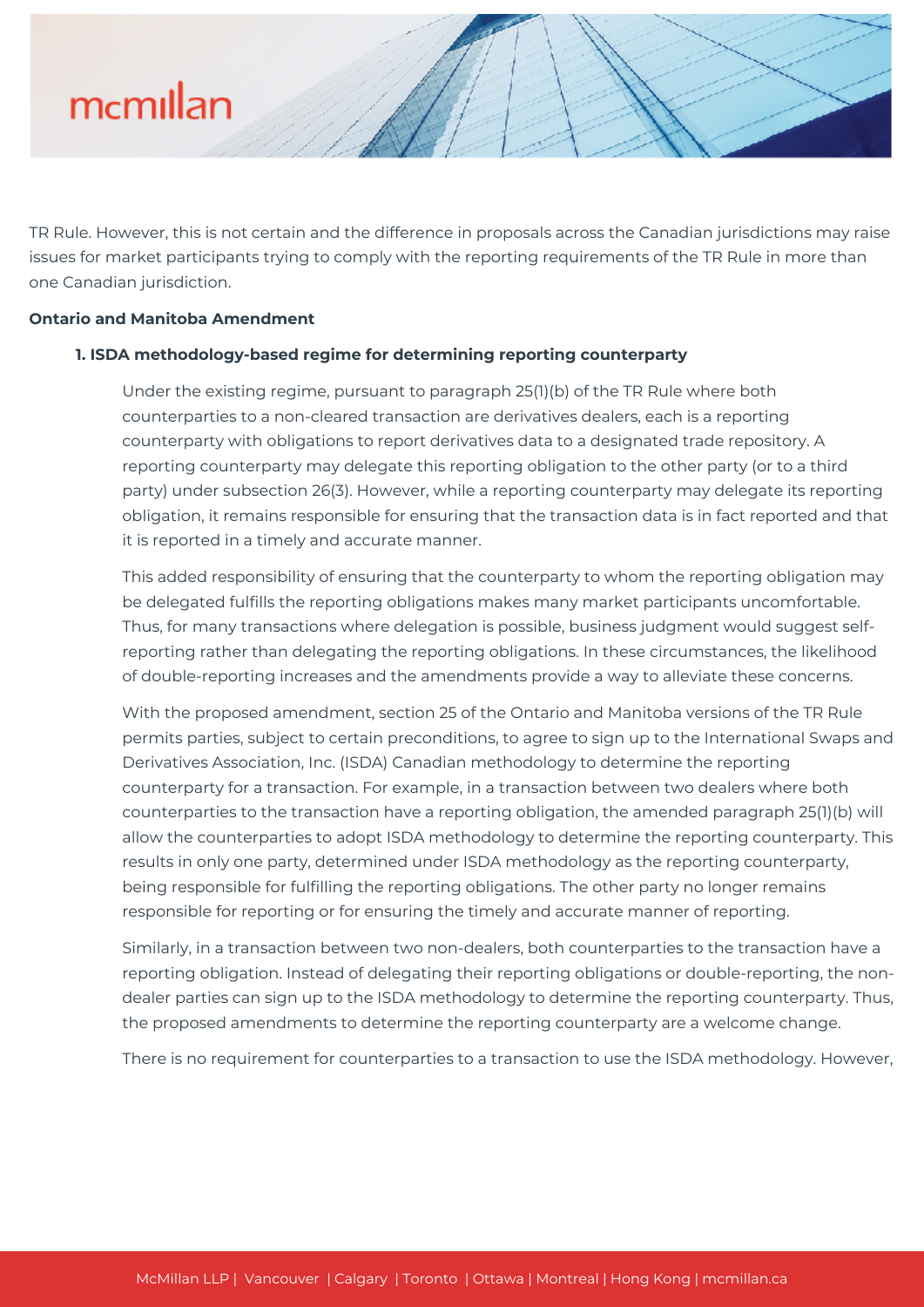TR Rule. However, this is not certain and the difference in proposals across the Canadian jurisdictions may raise issues for market participants trying to comply with the reporting requirements of the TR Rule in more than one Canadian jurisdiction.

**Ontario and Manitoba Amendment**

**1. ISDA methodology-based regime for determining reporting counterparty**

Under the existing regime, pursuant to paragraph 25(1)(b) of the TR Rule where both counterparties to a non-cleared transaction are derivatives dealers, each is a reporting counterparty with obligations to report derivatives data to a designated trade repository. A reporting counterparty may delegate this reporting obligation to the other party (or to a third party) under subsection 26(3). However, while a reporting counterparty may delegate its reporting obligation, it remains responsible for ensuring that the transaction data is in fact reported and that it is reported in a timely and accurate manner.

This added responsibility of ensuring that the counterparty to whom the reporting obligation may be delegated fulfills the reporting obligations makes many market participants uncomfortable. Thus, for many transactions where delegation is possible, business judgment would suggest self-reporting rather than delegating the reporting obligations. In these circumstances, the likelihood of double-reporting increases and the amendments provide a way to alleviate these concerns.

With the proposed amendment, section 25 of the Ontario and Manitoba versions of the TR Rule permits parties, subject to certain preconditions, to agree to sign up to the International Swaps and Derivatives Association, Inc. (ISDA) Canadian methodology to determine the reporting counterparty for a transaction. For example, in a transaction between two dealers where both counterparties to the transaction have a reporting obligation, the amended paragraph 25(1)(b) will allow the counterparties to adopt ISDA methodology to determine the reporting counterparty. This results in only one party, determined under ISDA methodology as the reporting counterparty, being responsible for fulfilling the reporting obligations. The other party no longer remains responsible for reporting or for ensuring the timely and accurate manner of reporting.

Similarly, in a transaction between two non-dealers, both counterparties to the transaction have a reporting obligation. Instead of delegating their reporting obligations or double-reporting, the non-dealer parties can sign up to the ISDA methodology to determine the reporting counterparty. Thus, the proposed amendments to determine the reporting counterparty are a welcome change.

There is no requirement for counterparties to a transaction to use the ISDA methodology. However,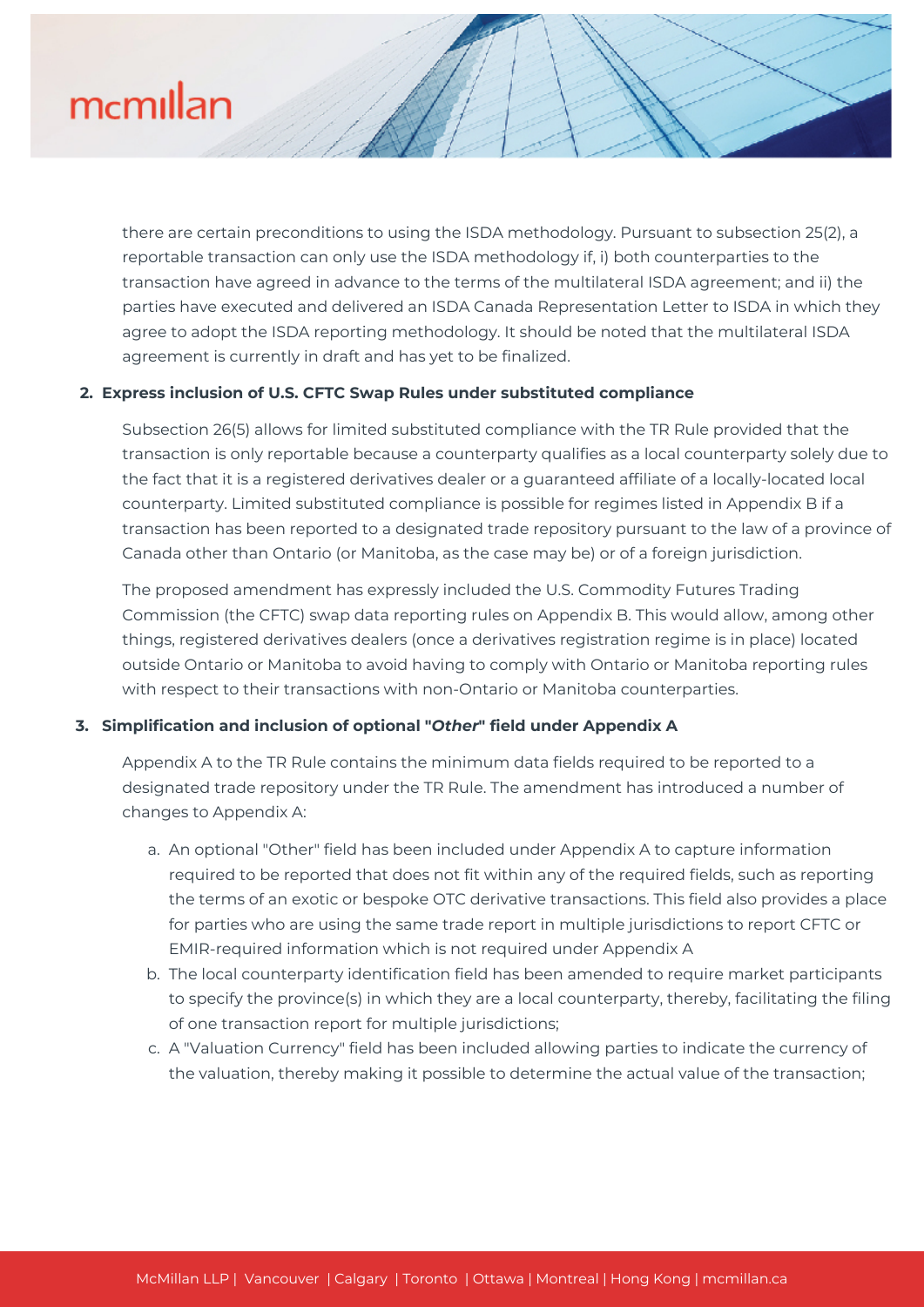there are certain preconditions to using the ISDA methodology. Pursuant to subsection 25(2), a reportable transaction can only use the ISDA methodology if, i) both counterparties to the transaction have agreed in advance to the terms of the multilateral ISDA agreement; and ii) the parties have executed and delivered an ISDA Canada Representation Letter to ISDA in which they agree to adopt the ISDA reporting methodology. It should be noted that the multilateral ISDA agreement is currently in draft and has yet to be finalized.

**2. Express inclusion of U.S. CFTC Swap Rules under substituted compliance**

Subsection 26(5) allows for limited substituted compliance with the TR Rule provided that the transaction is only reportable because a counterparty qualifies as a local counterparty solely due to the fact that it is a registered derivatives dealer or a guaranteed affiliate of a locally-located local counterparty. Limited substituted compliance is possible for regimes listed in Appendix B if a transaction has been reported to a designated trade repository pursuant to the law of a province of Canada other than Ontario (or Manitoba, as the case may be) or of a foreign jurisdiction.

The proposed amendment has expressly included the U.S. Commodity Futures Trading Commission (the CFTC) swap data reporting rules on Appendix B. This would allow, among other things, registered derivatives dealers (once a derivatives registration regime is in place) located outside Ontario or Manitoba to avoid having to comply with Ontario or Manitoba reporting rules with respect to their transactions with non-Ontario or Manitoba counterparties.

**3. Simplification and inclusion of optional "*Other*" field under Appendix A**

Appendix A to the TR Rule contains the minimum data fields required to be reported to a designated trade repository under the TR Rule. The amendment has introduced a number of changes to Appendix A:

a. An optional "Other" field has been included under Appendix A to capture information required to be reported that does not fit within any of the required fields, such as reporting the terms of an exotic or bespoke OTC derivative transactions. This field also provides a place for parties who are using the same trade report in multiple jurisdictions to report CFTC or EMIR-required information which is not required under Appendix A
b. The local counterparty identification field has been amended to require market participants to specify the province(s) in which they are a local counterparty, thereby, facilitating the filing of one transaction report for multiple jurisdictions;
c. A "Valuation Currency" field has been included allowing parties to indicate the currency of the valuation, thereby making it possible to determine the actual value of the transaction;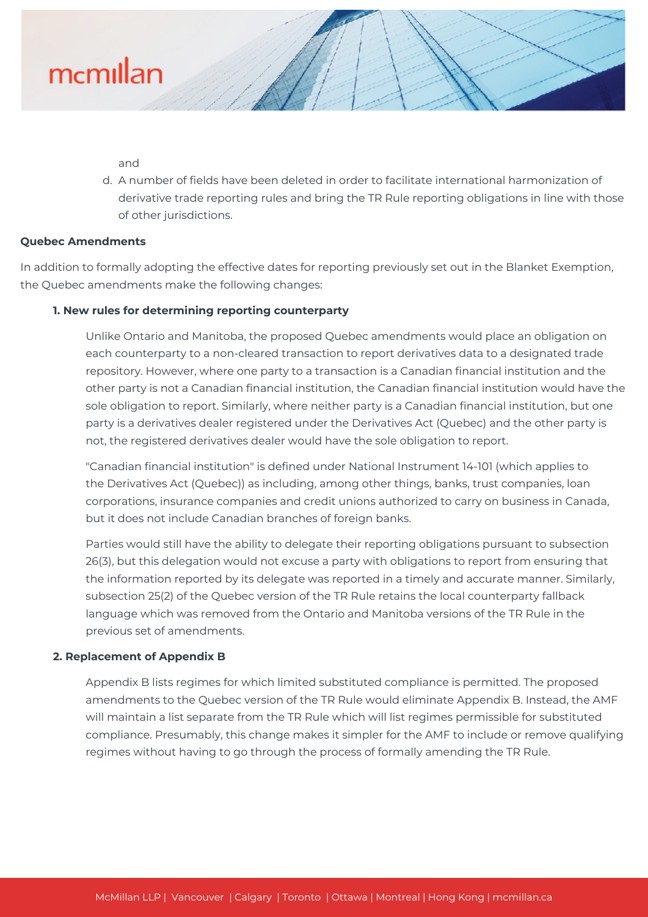and

d. A number of fields have been deleted in order to facilitate international harmonization of derivative trade reporting rules and bring the TR Rule reporting obligations in line with those of other jurisdictions.

**Quebec Amendments**

In addition to formally adopting the effective dates for reporting previously set out in the Blanket Exemption, the Quebec amendments make the following changes:

**1. New rules for determining reporting counterparty**

Unlike Ontario and Manitoba, the proposed Quebec amendments would place an obligation on each counterparty to a non-cleared transaction to report derivatives data to a designated trade repository. However, where one party to a transaction is a Canadian financial institution and the other party is not a Canadian financial institution, the Canadian financial institution would have the sole obligation to report. Similarly, where neither party is a Canadian financial institution, but one party is a derivatives dealer registered under the Derivatives Act (Quebec) and the other party is not, the registered derivatives dealer would have the sole obligation to report.

"Canadian financial institution" is defined under National Instrument 14-101 (which applies to the Derivatives Act (Quebec)) as including, among other things, banks, trust companies, loan corporations, insurance companies and credit unions authorized to carry on business in Canada, but it does not include Canadian branches of foreign banks.

Parties would still have the ability to delegate their reporting obligations pursuant to subsection 26(3), but this delegation would not excuse a party with obligations to report from ensuring that the information reported by its delegate was reported in a timely and accurate manner. Similarly, subsection 25(2) of the Quebec version of the TR Rule retains the local counterparty fallback language which was removed from the Ontario and Manitoba versions of the TR Rule in the previous set of amendments.

**2. Replacement of Appendix B**

Appendix B lists regimes for which limited substituted compliance is permitted. The proposed amendments to the Quebec version of the TR Rule would eliminate Appendix B. Instead, the AMF will maintain a list separate from the TR Rule which will list regimes permissible for substituted compliance. Presumably, this change makes it simpler for the AMF to include or remove qualifying regimes without having to go through the process of formally amending the TR Rule.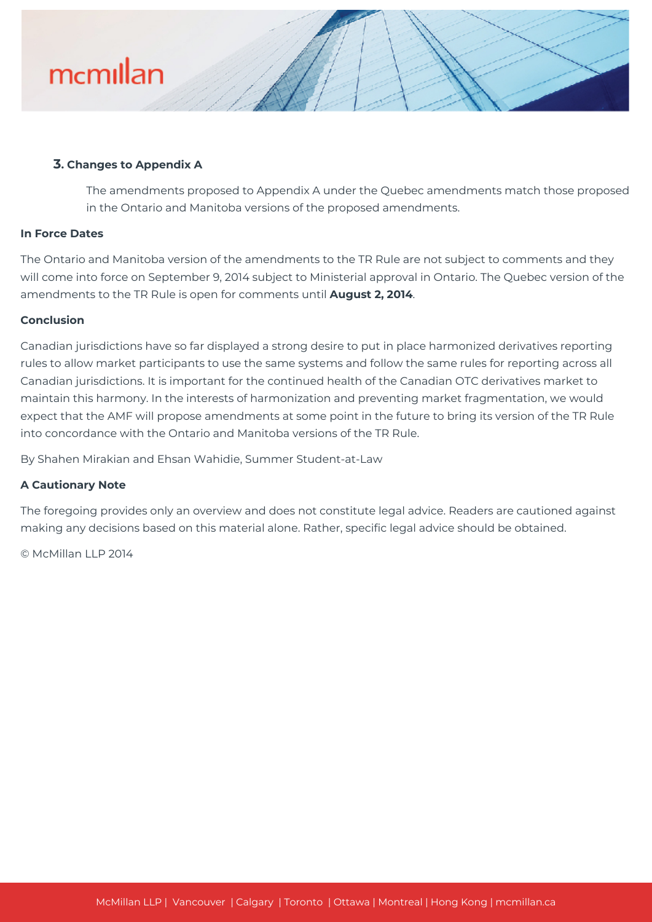### 3. Changes to Appendix A

The amendments proposed to Appendix A under the Quebec amendments match those proposed in the Ontario and Manitoba versions of the proposed amendments.

**In Force Dates**

The Ontario and Manitoba version of the amendments to the TR Rule are not subject to comments and they will come into force on September 9, 2014 subject to Ministerial approval in Ontario. The Quebec version of the amendments to the TR Rule is open for comments until **August 2, 2014**.

**Conclusion**

Canadian jurisdictions have so far displayed a strong desire to put in place harmonized derivatives reporting rules to allow market participants to use the same systems and follow the same rules for reporting across all Canadian jurisdictions. It is important for the continued health of the Canadian OTC derivatives market to maintain this harmony. In the interests of harmonization and preventing market fragmentation, we would expect that the AMF will propose amendments at some point in the future to bring its version of the TR Rule into concordance with the Ontario and Manitoba versions of the TR Rule.

By Shahen Mirakian and Ehsan Wahidie, Summer Student-at-Law

**A Cautionary Note**

The foregoing provides only an overview and does not constitute legal advice. Readers are cautioned against making any decisions based on this material alone. Rather, specific legal advice should be obtained.

© McMillan LLP 2014